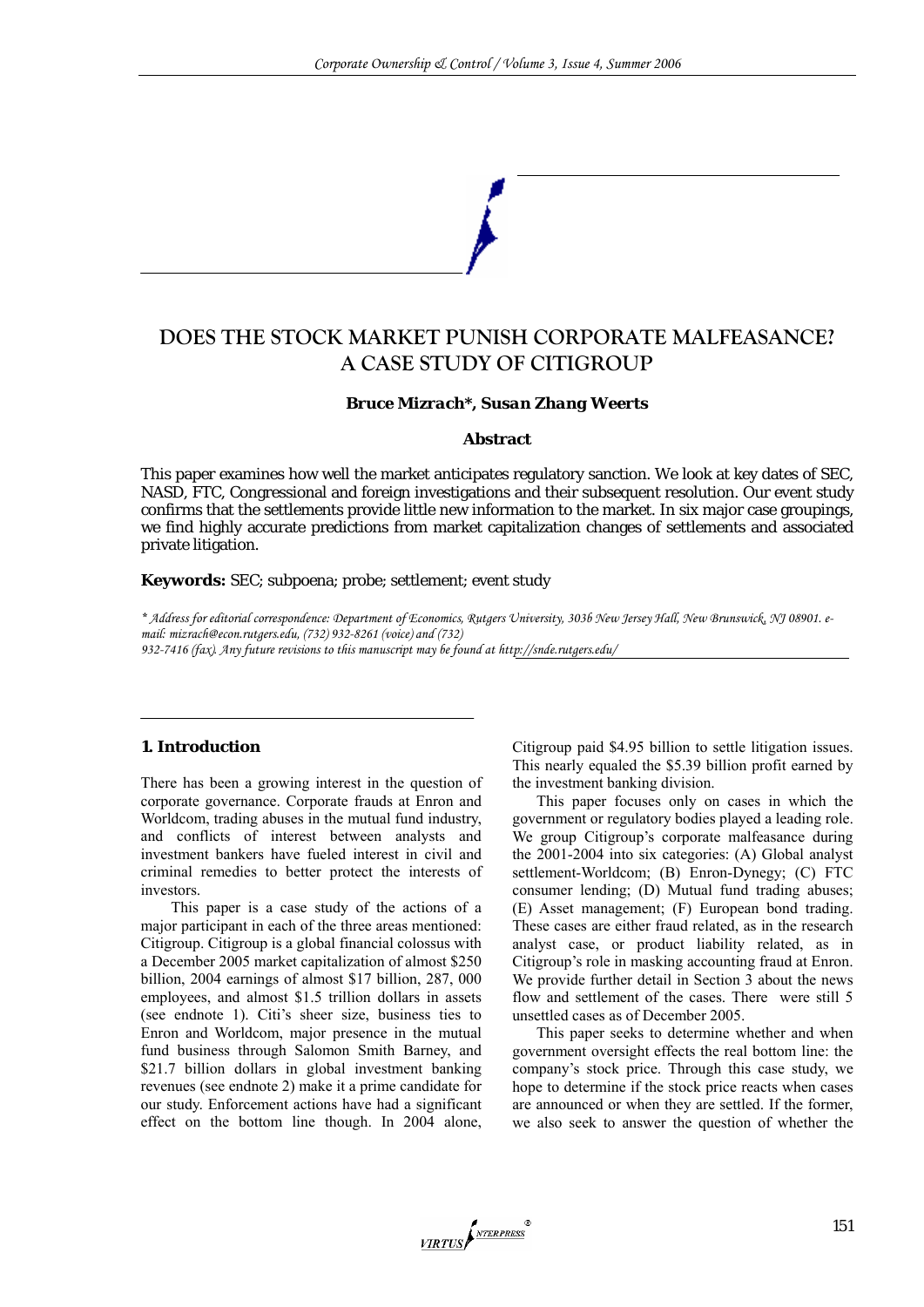# DOES THE STOCK MARKET PUNISH CORPORATE MALFEASANCE? A CASE STUDY OF CITIGROUP

**Bruce Mizrach\*, Susan Zhang Weerts**

**Abstract**

This paper examines how well the market anticipates regulatory sanction. We look at key dates of SEC, NASD, FTC, Congressional and foreign investigations and their subsequent resolution. Our event study confirms that the settlements provide little new information to the market. In six major case groupings, we find highly accurate predictions from market capitalization changes of settlements and associated private litigation.

**Keywords:** SEC; subpoena; probe; settlement; event study

*\* Address for editorial correspondence: Department of Economics, Rutgers University, 303b New Jersey Hall, New Brunswick, NJ 08901. e-mail: mizrach@econ.rutgers.edu, (732) 932-8261 (voice) and (732) 932-7416 (fax). Any future revisions to this manuscript may be found at http://snde.rutgers.edu/*

## 1. Introduction

There has been a growing interest in the question of corporate governance. Corporate frauds at Enron and Worldcom, trading abuses in the mutual fund industry, and conflicts of interest between analysts and investment bankers have fueled interest in civil and criminal remedies to better protect the interests of investors.

This paper is a case study of the actions of a major participant in each of the three areas mentioned: Citigroup. Citigroup is a global financial colossus with a December 2005 market capitalization of almost $250 billion, 2004 earnings of almost $17 billion, 287, 000 employees, and almost $1.5 trillion dollars in assets (see endnote 1). Citi's sheer size, business ties to Enron and Worldcom, major presence in the mutual fund business through Salomon Smith Barney, and $21.7 billion dollars in global investment banking revenues (see endnote 2) make it a prime candidate for our study. Enforcement actions have had a significant effect on the bottom line though. In 2004 alone, Citigroup paid $4.95 billion to settle litigation issues. This nearly equaled the $5.39 billion profit earned by the investment banking division.

This paper focuses only on cases in which the government or regulatory bodies played a leading role. We group Citigroup's corporate malfeasance during the 2001-2004 into six categories: (A) Global analyst settlement-Worldcom; (B) Enron-Dynegy; (C) FTC consumer lending; (D) Mutual fund trading abuses; (E) Asset management; (F) European bond trading. These cases are either fraud related, as in the research analyst case, or product liability related, as in Citigroup's role in masking accounting fraud at Enron. We provide further detail in Section 3 about the news flow and settlement of the cases. There were still 5 unsettled cases as of December 2005.

This paper seeks to determine whether and when government oversight effects the real bottom line: the company's stock price. Through this case study, we hope to determine if the stock price reacts when cases are announced or when they are settled. If the former, we also seek to answer the question of whether the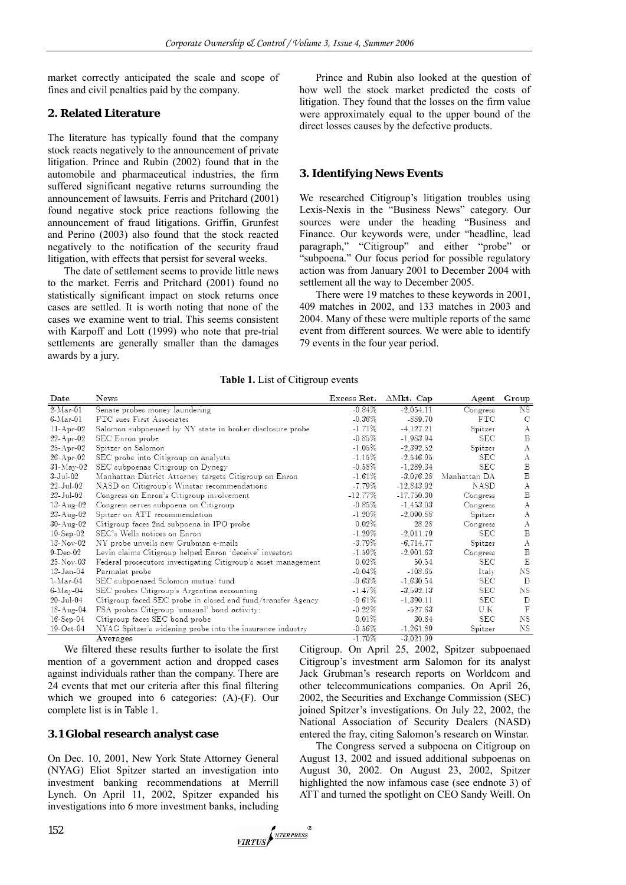market correctly anticipated the scale and scope of fines and civil penalties paid by the company.

## 2. Related Literature

The literature has typically found that the company stock reacts negatively to the announcement of private litigation. Prince and Rubin (2002) found that in the automobile and pharmaceutical industries, the firm suffered significant negative returns surrounding the announcement of lawsuits. Ferris and Pritchard (2001) found negative stock price reactions following the announcement of fraud litigations. Griffin, Grunfest and Perino (2003) also found that the stock reacted negatively to the notification of the security fraud litigation, with effects that persist for several weeks.

The date of settlement seems to provide little news to the market. Ferris and Pritchard (2001) found no statistically significant impact on stock returns once cases are settled. It is worth noting that none of the cases we examine went to trial. This seems consistent with Karpoff and Lott (1999) who note that pre-trial settlements are generally smaller than the damages awards by a jury.

Prince and Rubin also looked at the question of how well the stock market predicted the costs of litigation. They found that the losses on the firm value were approximately equal to the upper bound of the direct losses causes by the defective products.

## 3. Identifying News Events

We researched Citigroup's litigation troubles using Lexis-Nexis in the "Business News" category. Our sources were under the heading "Business and Finance. Our keywords were, under "headline, lead paragraph," "Citigroup" and either "probe" or "subpoena." Our focus period for possible regulatory action was from January 2001 to December 2004 with settlement all the way to December 2005.

There were 19 matches to these keywords in 2001, 409 matches in 2002, and 133 matches in 2003 and 2004. Many of these were multiple reports of the same event from different sources. We were able to identify 79 events in the four year period.

**Table 1.** List of Citigroup events

| Date | News | Excess Ret. | ΔMkt. Cap | Agent | Group |
|---|---|---|---|---|---|
| 2-Mar-01 | Senate probes money laundering | -0.84% | -2,054.11 | Congress | NS |
| 6-Mar-01 | FTC sues First Associates | -0.36% | -889.70 | FTC | C |
| 11-Apr-02 | Salomon subpoenaed by NY state in broker disclosure probe | -1.71% | -4,127.21 | Spitzer | A |
| 22-Apr-02 | SEC Enron probe | -0.85% | -1,963.94 | SEC | B |
| 25-Apr-02 | Spitzer on Salomon | -1.05% | -2,392.52 | Spitzer | A |
| 26-Apr-02 | SEC probe into Citigroup on analysts | -1.15% | -2,546.95 | SEC | A |
| 31-May-02 | SEC subpoenas Citigroup on Dynegy | -0.58% | -1,289.34 | SEC | B |
| 3-Jul-02 | Manhattan District Attorney targets Citigroup on Enron | -1.61% | -3,076.28 | Manhattan DA | B |
| 22-Jul-02 | NASD on Citigroup's Winstar recommendations | -7.79% | -12,843.92 | NASD | A |
| 23-Jul-02 | Congress on Enron's Citigroup involvement | -12.77% | -17,750.30 | Congress | B |
| 13-Aug-02 | Congress serves subpoena on Citigroup | -0.85% | -1,453.03 | Congress | A |
| 23-Aug-02 | Spitzer on ATT recommendation | -1.20% | -2,090.88 | Spitzer | A |
| 30-Aug-02 | Citigroup faces 2nd subpoena in IPO probe | 0.02% | 28.28 | Congress | A |
| 10-Sep-02 | SEC's Wells notices on Enron | -1.29% | -2,011.79 | SEC | B |
| 13-Nov-02 | NY probe unveils new Grubman e-mails | -3.79% | -6,714.77 | Spitzer | A |
| 9-Dec-02 | Levin claims Citigroup helped Enron 'deceive' investors | -1.59% | -2,901.63 | Congress | B |
| 25-Nov-03 | Federal prosecutors investigating Citigroup's asset management | 0.02% | 50.54 | SEC | E |
| 13-Jan-04 | Parmalat probe | -0.04% | -108.65 | Italy | NS |
| 1-Mar-04 | SEC subpoenaed Salomon mutual fund | -0.63% | -1,630.54 | SEC | D |
| 6-May-04 | SEC probes Citigroup's Argentina accounting | -1.47% | -3,592.13 | SEC | NS |
| 20-Jul-04 | Citigroup faced SEC probe in closed end fund/transfer Agency | -0.61% | -1,390.11 | SEC | D |
| 18-Aug-04 | FSA probes Citigroup 'unusual' bond activity: | -0.22% | -527.63 | U.K. | F |
| 16-Sep-04 | Citigroup faces SEC bond probe | 0.01% | 30.64 | SEC | NS |
| 19-Oct-04 | NYAG Spitzer's widening probe into the insurance industry | -0.56% | -1,261.89 | Spitzer | NS |
| | Averages | -1.70% | -3,021.99 | | |

We filtered these results further to isolate the first mention of a government action and dropped cases against individuals rather than the company. There are 24 events that met our criteria after this final filtering which we grouped into 6 categories: (A)-(F). Our complete list is in Table 1.

### 3.1 Global research analyst case

On Dec. 10, 2001, New York State Attorney General (NYAG) Eliot Spitzer started an investigation into investment banking recommendations at Merrill Lynch. On April 11, 2002, Spitzer expanded his investigations into 6 more investment banks, including Citigroup. On April 25, 2002, Spitzer subpoenaed Citigroup's investment arm Salomon for its analyst Jack Grubman's research reports on Worldcom and other telecommunications companies. On April 26, 2002, the Securities and Exchange Commission (SEC) joined Spitzer's investigations. On July 22, 2002, the National Association of Security Dealers (NASD) entered the fray, citing Salomon's research on Winstar.

The Congress served a subpoena on Citigroup on August 13, 2002 and issued additional subpoenas on August 30, 2002. On August 23, 2002, Spitzer highlighted the now infamous case (see endnote 3) of ATT and turned the spotlight on CEO Sandy Weill. On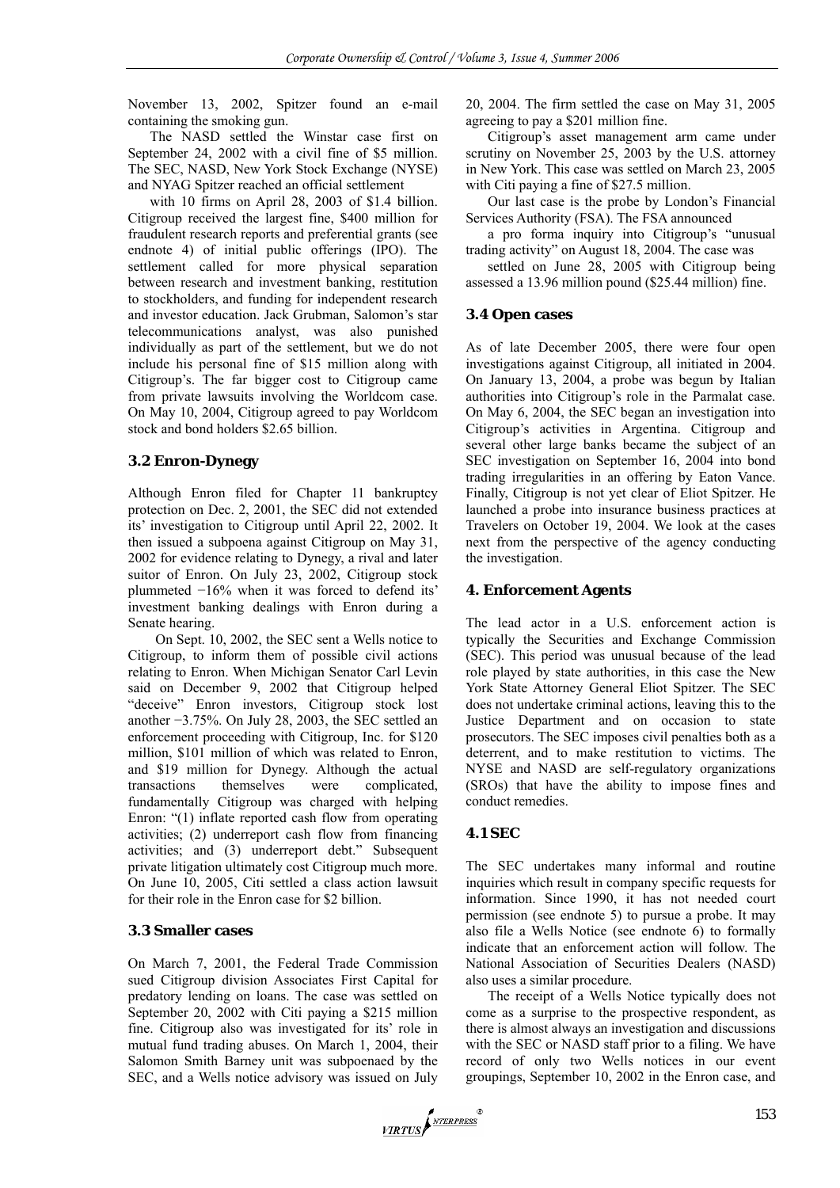November 13, 2002, Spitzer found an e-mail containing the smoking gun.

The NASD settled the Winstar case first on September 24, 2002 with a civil fine of $5 million. The SEC, NASD, New York Stock Exchange (NYSE) and NYAG Spitzer reached an official settlement with 10 firms on April 28, 2003 of $1.4 billion. Citigroup received the largest fine, $400 million for fraudulent research reports and preferential grants (see endnote 4) of initial public offerings (IPO). The settlement called for more physical separation between research and investment banking, restitution to stockholders, and funding for independent research and investor education. Jack Grubman, Salomon's star telecommunications analyst, was also punished individually as part of the settlement, but we do not include his personal fine of $15 million along with Citigroup's. The far bigger cost to Citigroup came from private lawsuits involving the Worldcom case. On May 10, 2004, Citigroup agreed to pay Worldcom stock and bond holders $2.65 billion.

### 3.2 Enron-Dynegy

Although Enron filed for Chapter 11 bankruptcy protection on Dec. 2, 2001, the SEC did not extended its' investigation to Citigroup until April 22, 2002. It then issued a subpoena against Citigroup on May 31, 2002 for evidence relating to Dynegy, a rival and later suitor of Enron. On July 23, 2002, Citigroup stock plummeted −16% when it was forced to defend its' investment banking dealings with Enron during a Senate hearing.

On Sept. 10, 2002, the SEC sent a Wells notice to Citigroup, to inform them of possible civil actions relating to Enron. When Michigan Senator Carl Levin said on December 9, 2002 that Citigroup helped "deceive" Enron investors, Citigroup stock lost another −3.75%. On July 28, 2003, the SEC settled an enforcement proceeding with Citigroup, Inc. for $120 million, $101 million of which was related to Enron, and $19 million for Dynegy. Although the actual transactions themselves were complicated, fundamentally Citigroup was charged with helping Enron: "(1) inflate reported cash flow from operating activities; (2) underreport cash flow from financing activities; and (3) underreport debt." Subsequent private litigation ultimately cost Citigroup much more. On June 10, 2005, Citi settled a class action lawsuit for their role in the Enron case for $2 billion.

### 3.3 Smaller cases

On March 7, 2001, the Federal Trade Commission sued Citigroup division Associates First Capital for predatory lending on loans. The case was settled on September 20, 2002 with Citi paying a $215 million fine. Citigroup also was investigated for its' role in mutual fund trading abuses. On March 1, 2004, their Salomon Smith Barney unit was subpoenaed by the SEC, and a Wells notice advisory was issued on July 20, 2004. The firm settled the case on May 31, 2005 agreeing to pay a $201 million fine.

Citigroup's asset management arm came under scrutiny on November 25, 2003 by the U.S. attorney in New York. This case was settled on March 23, 2005 with Citi paying a fine of $27.5 million.

Our last case is the probe by London's Financial Services Authority (FSA). The FSA announced a pro forma inquiry into Citigroup's "unusual trading activity" on August 18, 2004. The case was settled on June 28, 2005 with Citigroup being assessed a 13.96 million pound ($25.44 million) fine.

### 3.4 Open cases

As of late December 2005, there were four open investigations against Citigroup, all initiated in 2004. On January 13, 2004, a probe was begun by Italian authorities into Citigroup's role in the Parmalat case. On May 6, 2004, the SEC began an investigation into Citigroup's activities in Argentina. Citigroup and several other large banks became the subject of an SEC investigation on September 16, 2004 into bond trading irregularities in an offering by Eaton Vance. Finally, Citigroup is not yet clear of Eliot Spitzer. He launched a probe into insurance business practices at Travelers on October 19, 2004. We look at the cases next from the perspective of the agency conducting the investigation.

## 4. Enforcement Agents

The lead actor in a U.S. enforcement action is typically the Securities and Exchange Commission (SEC). This period was unusual because of the lead role played by state authorities, in this case the New York State Attorney General Eliot Spitzer. The SEC does not undertake criminal actions, leaving this to the Justice Department and on occasion to state prosecutors. The SEC imposes civil penalties both as a deterrent, and to make restitution to victims. The NYSE and NASD are self-regulatory organizations (SROs) that have the ability to impose fines and conduct remedies.

### 4.1 SEC

The SEC undertakes many informal and routine inquiries which result in company specific requests for information. Since 1990, it has not needed court permission (see endnote 5) to pursue a probe. It may also file a Wells Notice (see endnote 6) to formally indicate that an enforcement action will follow. The National Association of Securities Dealers (NASD) also uses a similar procedure.

The receipt of a Wells Notice typically does not come as a surprise to the prospective respondent, as there is almost always an investigation and discussions with the SEC or NASD staff prior to a filing. We have record of only two Wells notices in our event groupings, September 10, 2002 in the Enron case, and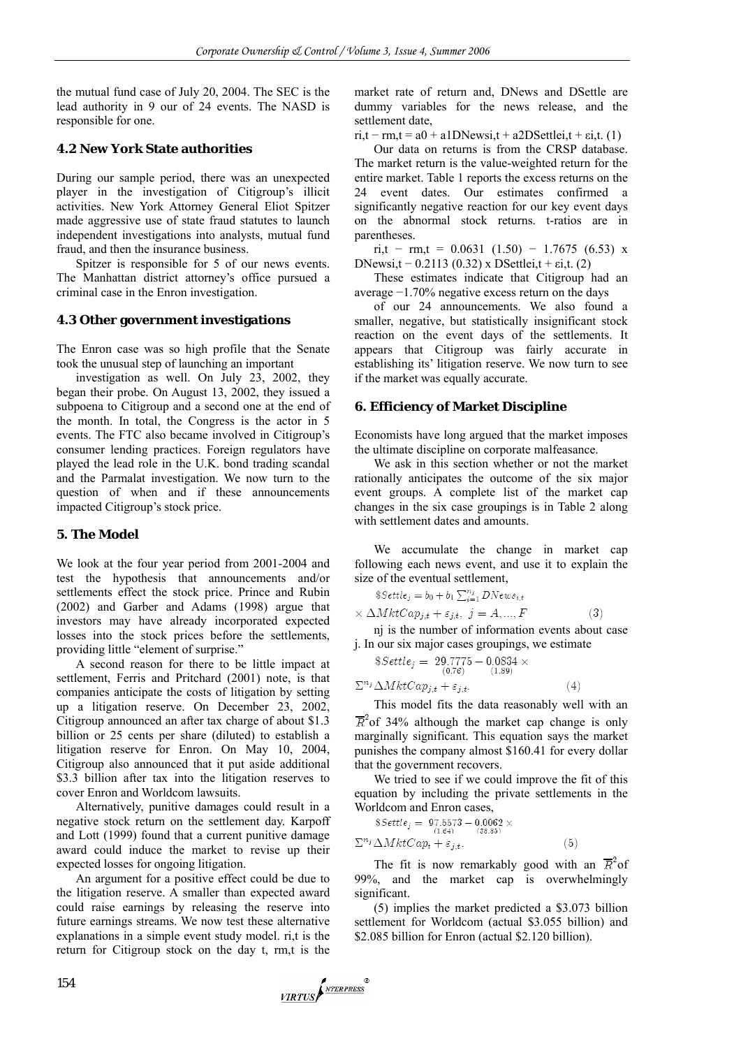the mutual fund case of July 20, 2004. The SEC is the lead authority in 9 our of 24 events. The NASD is responsible for one.

### 4.2 New York State authorities

During our sample period, there was an unexpected player in the investigation of Citigroup's illicit activities. New York Attorney General Eliot Spitzer made aggressive use of state fraud statutes to launch independent investigations into analysts, mutual fund fraud, and then the insurance business.

Spitzer is responsible for 5 of our news events. The Manhattan district attorney's office pursued a criminal case in the Enron investigation.

### 4.3 Other government investigations

The Enron case was so high profile that the Senate took the unusual step of launching an important investigation as well. On July 23, 2002, they began their probe. On August 13, 2002, they issued a subpoena to Citigroup and a second one at the end of the month. In total, the Congress is the actor in 5 events. The FTC also became involved in Citigroup's consumer lending practices. Foreign regulators have played the lead role in the U.K. bond trading scandal and the Parmalat investigation. We now turn to the question of when and if these announcements impacted Citigroup's stock price.

## 5. The Model

We look at the four year period from 2001-2004 and test the hypothesis that announcements and/or settlements effect the stock price. Prince and Rubin (2002) and Garber and Adams (1998) argue that investors may have already incorporated expected losses into the stock prices before the settlements, providing little "element of surprise."

A second reason for there to be little impact at settlement, Ferris and Pritchard (2001) note, is that companies anticipate the costs of litigation by setting up a litigation reserve. On December 23, 2002, Citigroup announced an after tax charge of about \$1.3 billion or 25 cents per share (diluted) to establish a litigation reserve for Enron. On May 10, 2004, Citigroup also announced that it put aside additional \$3.3 billion after tax into the litigation reserves to cover Enron and Worldcom lawsuits.

Alternatively, punitive damages could result in a negative stock return on the settlement day. Karpoff and Lott (1999) found that a current punitive damage award could induce the market to revise up their expected losses for ongoing litigation.

An argument for a positive effect could be due to the litigation reserve. A smaller than expected award could raise earnings by releasing the reserve into future earnings streams. We now test these alternative explanations in a simple event study model. $r_{i,t}$ is the return for Citigroup stock on the day t, $r_{m,t}$ is the market rate of return and, DNews and DSettle are dummy variables for the news release, and the settlement date,

$$r_{i,t} - r_{m,t} = a_0 + a_1 DNews_{i,t} + a_2 DSettle_{i,t} + \varepsilon_{i,t}. \quad (1)$$

Our data on returns is from the CRSP database. The market return is the value-weighted return for the entire market. Table 1 reports the excess returns on the 24 event dates. Our estimates confirmed a significantly negative reaction for our key event days on the abnormal stock returns. t-ratios are in parentheses.

$$r_{i,t} - r_{m,t} = 0.0631\ (1.50) - 1.7675\ (6.53) \times DNews_{i,t} - 0.2113\ (0.32) \times DSettle_{i,t} + \varepsilon_{i,t}. \quad (2)$$

These estimates indicate that Citigroup had an average −1.70% negative excess return on the days of our 24 announcements. We also found a smaller, negative, but statistically insignificant stock reaction on the event days of the settlements. It appears that Citigroup was fairly accurate in establishing its' litigation reserve. We now turn to see if the market was equally accurate.

## 6. Efficiency of Market Discipline

Economists have long argued that the market imposes the ultimate discipline on corporate malfeasance.

We ask in this section whether or not the market rationally anticipates the outcome of the six major event groups. A complete list of the market cap changes in the six case groupings is in Table 2 along with settlement dates and amounts.

We accumulate the change in market cap following each news event, and use it to explain the size of the eventual settlement,

$$\$Settle_j = b_0 + b_1 \sum_{i=1}^{n_j} DNews_{i,t} \times \Delta MktCap_{j,t} + \varepsilon_{j,t}, \ \ j = A, ..., F \quad (3)$$

nj is the number of information events about case j. In our six major cases groupings, we estimate

$$\$Settle_j = \underset{(0.76)}{29.7775} - \underset{(1.89)}{0.0834} \times \Sigma^{n_j} \Delta MktCap_{j,t} + \varepsilon_{j,t}. \quad (4)$$

This model fits the data reasonably well with an $\overline{R}^2$ of 34% although the market cap change is only marginally significant. This equation says the market punishes the company almost \$160.41 for every dollar that the government recovers.

We tried to see if we could improve the fit of this equation by including the private settlements in the Worldcom and Enron cases,

$$\$Settle_j = \underset{(1.64)}{97.5573} - \underset{(38.85)}{0.0062} \times \Sigma^{n_j} \Delta MktCap_j + \varepsilon_{j,t}. \quad (5)$$

The fit is now remarkably good with an $\overline{R}^2$ of 99%, and the market cap is overwhelmingly significant.

(5) implies the market predicted a \$3.073 billion settlement for Worldcom (actual \$3.055 billion) and \$2.085 billion for Enron (actual \$2.120 billion).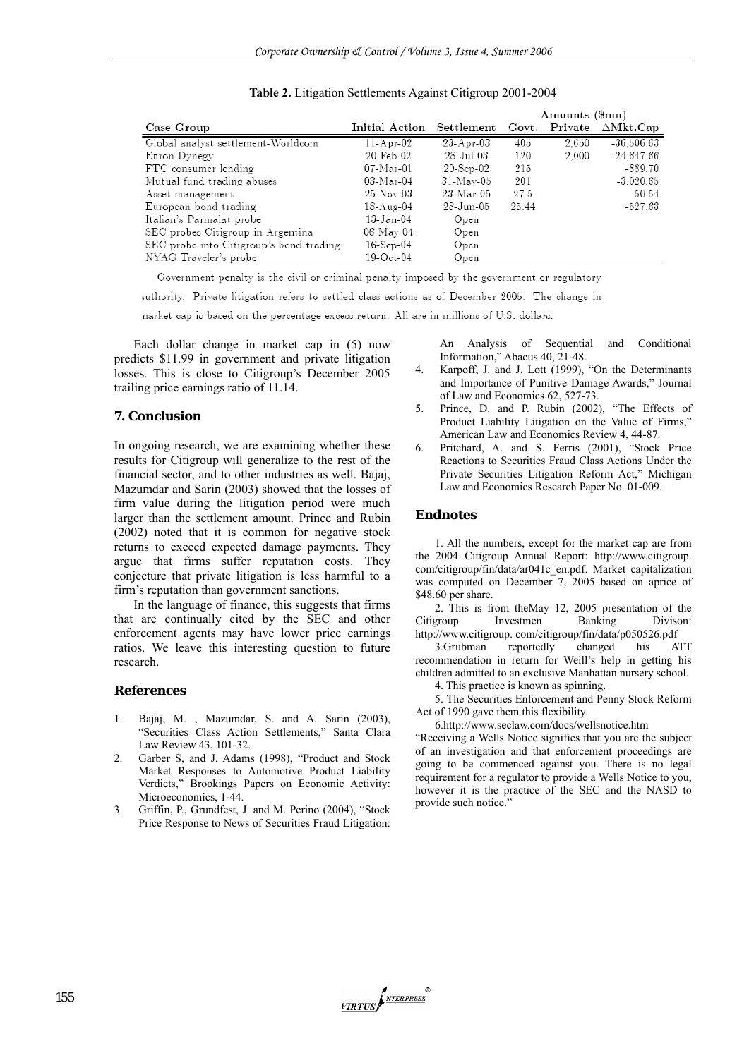**Table 2.** Litigation Settlements Against Citigroup 2001-2004

| Case Group | Initial Action | Settlement | Amounts ($mn) | | |
|---|---|---|---|---|---|
| | | | Govt. | Private | ΔMkt.Cap |
| Global analyst settlement-Worldcom | 11-Apr-02 | 23-Apr-03 | 405 | 2,650 | -36,506.63 |
| Enron-Dynegy | 20-Feb-02 | 28-Jul-03 | 120 | 2,000 | -24,647.66 |
| FTC consumer lending | 07-Mar-01 | 20-Sep-02 | 215 | | -889.70 |
| Mutual fund trading abuses | 03-Mar-04 | 31-May-05 | 201 | | -3,020.65 |
| Asset management | 25-Nov-03 | 23-Mar-05 | 27.5 | | 50.54 |
| European bond trading | 18-Aug-04 | 28-Jun-05 | 25.44 | | -527.63 |
| Italian's Parmalat probe | 13-Jan-04 | Open | | | |
| SEC probes Citigroup in Argentina | 06-May-04 | Open | | | |
| SEC probe into Citigroup's bond trading | 16-Sep-04 | Open | | | |
| NYAG Traveler's probe | 19-Oct-04 | Open | | | |

Government penalty is the civil or criminal penalty imposed by the government or regulatory authority. Private litigation refers to settled class actions as of December 2005. The change in market cap is based on the percentage excess return. All are in millions of U.S. dollars.

Each dollar change in market cap in (5) now predicts $11.99 in government and private litigation losses. This is close to Citigroup's December 2005 trailing price earnings ratio of 11.14.

## 7. Conclusion

In ongoing research, we are examining whether these results for Citigroup will generalize to the rest of the financial sector, and to other industries as well. Bajaj, Mazumdar and Sarin (2003) showed that the losses of firm value during the litigation period were much larger than the settlement amount. Prince and Rubin (2002) noted that it is common for negative stock returns to exceed expected damage payments. They argue that firms suffer reputation costs. They conjecture that private litigation is less harmful to a firm's reputation than government sanctions.

In the language of finance, this suggests that firms that are continually cited by the SEC and other enforcement agents may have lower price earnings ratios. We leave this interesting question to future research.

## References

1. Bajaj, M. , Mazumdar, S. and A. Sarin (2003), "Securities Class Action Settlements," Santa Clara Law Review 43, 101-32.
2. Garber S, and J. Adams (1998), "Product and Stock Market Responses to Automotive Product Liability Verdicts," Brookings Papers on Economic Activity: Microeconomics, 1-44.
3. Griffin, P., Grundfest, J. and M. Perino (2004), "Stock Price Response to News of Securities Fraud Litigation: An Analysis of Sequential and Conditional Information," Abacus 40, 21-48.
4. Karpoff, J. and J. Lott (1999), "On the Determinants and Importance of Punitive Damage Awards," Journal of Law and Economics 62, 527-73.
5. Prince, D. and P. Rubin (2002), "The Effects of Product Liability Litigation on the Value of Firms," American Law and Economics Review 4, 44-87.
6. Pritchard, A. and S. Ferris (2001), "Stock Price Reactions to Securities Fraud Class Actions Under the Private Securities Litigation Reform Act," Michigan Law and Economics Research Paper No. 01-009.

## Endnotes

1. All the numbers, except for the market cap are from the 2004 Citigroup Annual Report: http://www.citigroup. com/citigroup/fin/data/ar041c_en.pdf. Market capitalization was computed on December 7, 2005 based on aprice of $48.60 per share.

2. This is from theMay 12, 2005 presentation of the Citigroup Investmen Banking Divison: http://www.citigroup. com/citigroup/fin/data/p050526.pdf

3.Grubman reportedly changed his ATT recommendation in return for Weill's help in getting his children admitted to an exclusive Manhattan nursery school.

4. This practice is known as spinning.

5. The Securities Enforcement and Penny Stock Reform Act of 1990 gave them this flexibility.

6.http://www.seclaw.com/docs/wellsnotice.htm "Receiving a Wells Notice signifies that you are the subject of an investigation and that enforcement proceedings are going to be commenced against you. There is no legal requirement for a regulator to provide a Wells Notice to you, however it is the practice of the SEC and the NASD to provide such notice."